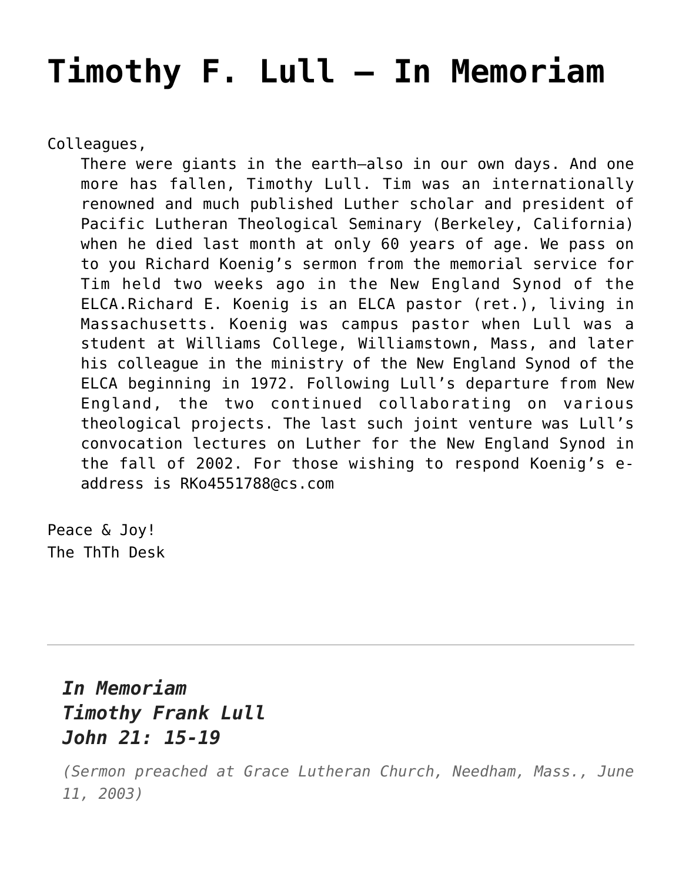# Timothy F. Lull – In Memoriam

Colleagues,

There were giants in the earth—also in our own days. And one more has fallen, Timothy Lull. Tim was an internationally renowned and much published Luther scholar and president of Pacific Lutheran Theological Seminary (Berkeley, California) when he died last month at only 60 years of age. We pass on to you Richard Koenig's sermon from the memorial service for Tim held two weeks ago in the New England Synod of the ELCA.Richard E. Koenig is an ELCA pastor (ret.), living in Massachusetts. Koenig was campus pastor when Lull was a student at Williams College, Williamstown, Mass, and later his colleague in the ministry of the New England Synod of the ELCA beginning in 1972. Following Lull's departure from New England, the two continued collaborating on various theological projects. The last such joint venture was Lull's convocation lectures on Luther for the New England Synod in the fall of 2002. For those wishing to respond Koenig's e-address is RKo4551788@cs.com

Peace & Joy!
The ThTh Desk

---

***In Memoriam***
***Timothy Frank Lull***
***John 21: 15-19***

*(Sermon preached at Grace Lutheran Church, Needham, Mass., June 11, 2003)*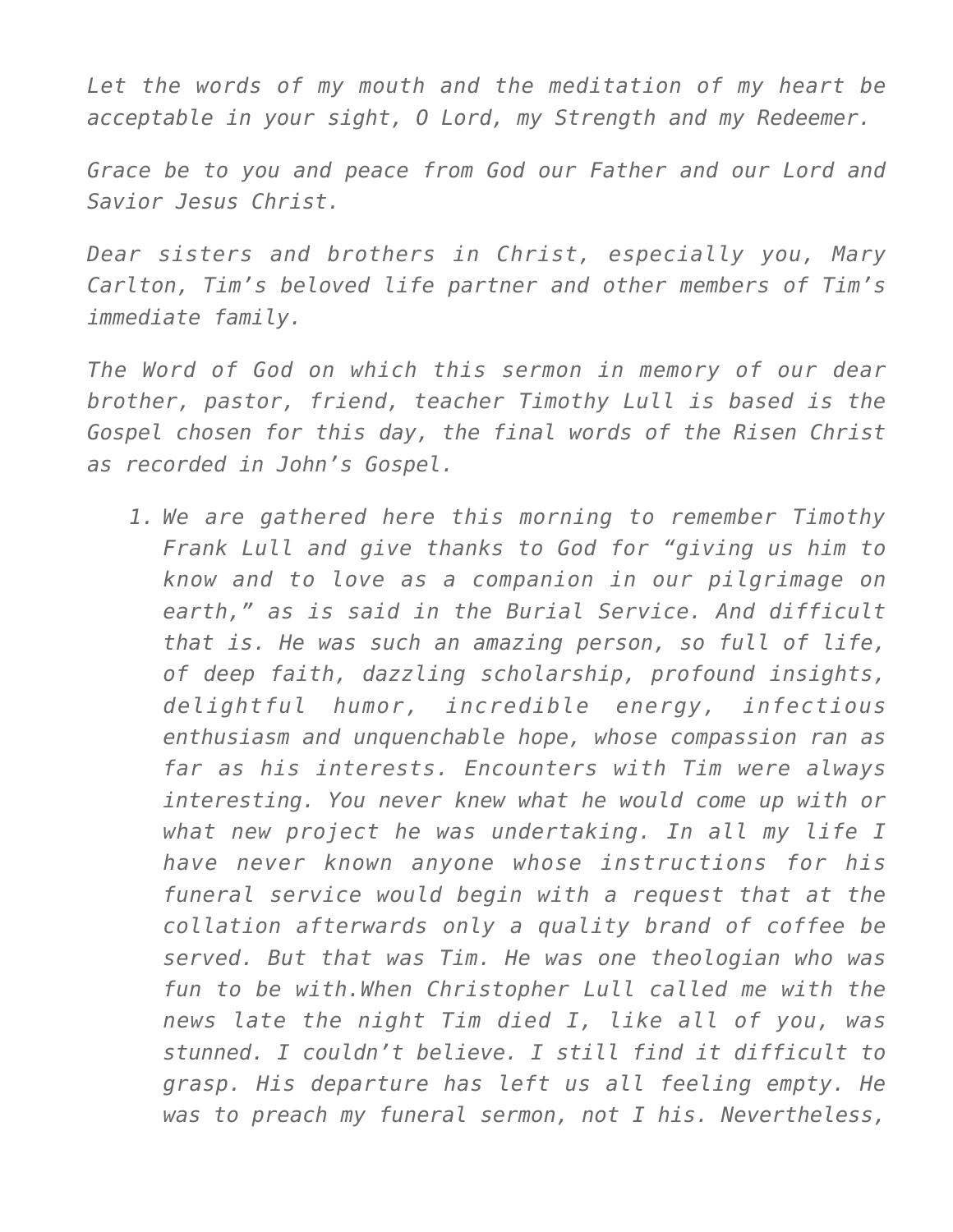*Let the words of my mouth and the meditation of my heart be acceptable in your sight, O Lord, my Strength and my Redeemer.*

*Grace be to you and peace from God our Father and our Lord and Savior Jesus Christ.*

*Dear sisters and brothers in Christ, especially you, Mary Carlton, Tim's beloved life partner and other members of Tim's immediate family.*

*The Word of God on which this sermon in memory of our dear brother, pastor, friend, teacher Timothy Lull is based is the Gospel chosen for this day, the final words of the Risen Christ as recorded in John's Gospel.*

1. *We are gathered here this morning to remember Timothy Frank Lull and give thanks to God for "giving us him to know and to love as a companion in our pilgrimage on earth," as is said in the Burial Service. And difficult that is. He was such an amazing person, so full of life, of deep faith, dazzling scholarship, profound insights, delightful humor, incredible energy, infectious enthusiasm and unquenchable hope, whose compassion ran as far as his interests. Encounters with Tim were always interesting. You never knew what he would come up with or what new project he was undertaking. In all my life I have never known anyone whose instructions for his funeral service would begin with a request that at the collation afterwards only a quality brand of coffee be served. But that was Tim. He was one theologian who was fun to be with.When Christopher Lull called me with the news late the night Tim died I, like all of you, was stunned. I couldn't believe. I still find it difficult to grasp. His departure has left us all feeling empty. He was to preach my funeral sermon, not I his. Nevertheless,*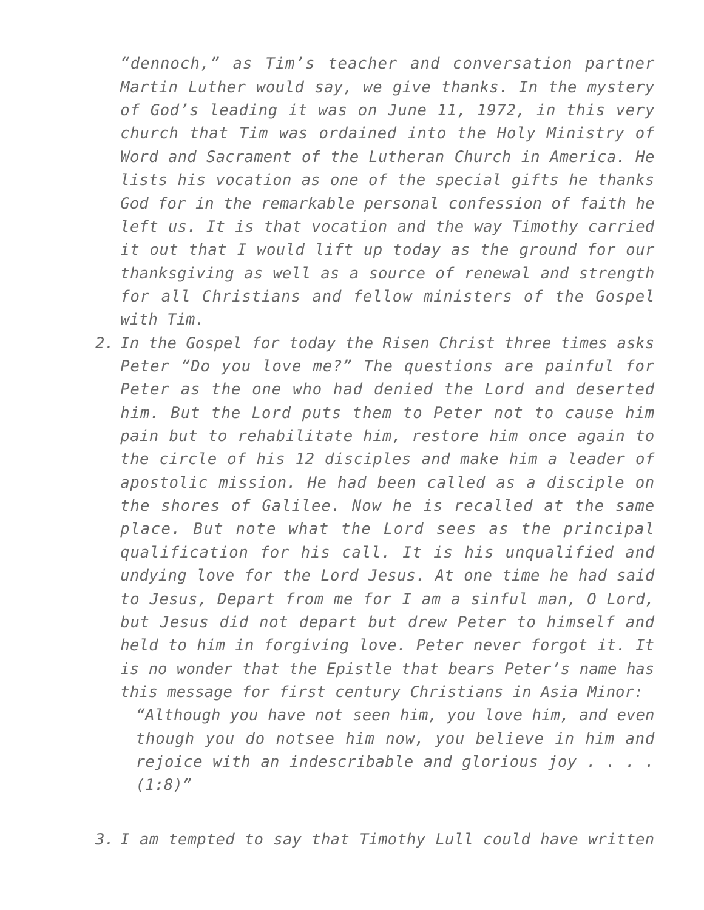*"dennoch," as Tim's teacher and conversation partner Martin Luther would say, we give thanks. In the mystery of God's leading it was on June 11, 1972, in this very church that Tim was ordained into the Holy Ministry of Word and Sacrament of the Lutheran Church in America. He lists his vocation as one of the special gifts he thanks God for in the remarkable personal confession of faith he left us. It is that vocation and the way Timothy carried it out that I would lift up today as the ground for our thanksgiving as well as a source of renewal and strength for all Christians and fellow ministers of the Gospel with Tim.*

2. *In the Gospel for today the Risen Christ three times asks Peter "Do you love me?" The questions are painful for Peter as the one who had denied the Lord and deserted him. But the Lord puts them to Peter not to cause him pain but to rehabilitate him, restore him once again to the circle of his 12 disciples and make him a leader of apostolic mission. He had been called as a disciple on the shores of Galilee. Now he is recalled at the same place. But note what the Lord sees as the principal qualification for his call. It is his unqualified and undying love for the Lord Jesus. At one time he had said to Jesus, Depart from me for I am a sinful man, O Lord, but Jesus did not depart but drew Peter to himself and held to him in forgiving love. Peter never forgot it. It is no wonder that the Epistle that bears Peter's name has this message for first century Christians in Asia Minor:*

   > *"Although you have not seen him, you love him, and even though you do notsee him now, you believe in him and rejoice with an indescribable and glorious joy . . . . (1:8)"*

3. *I am tempted to say that Timothy Lull could have written*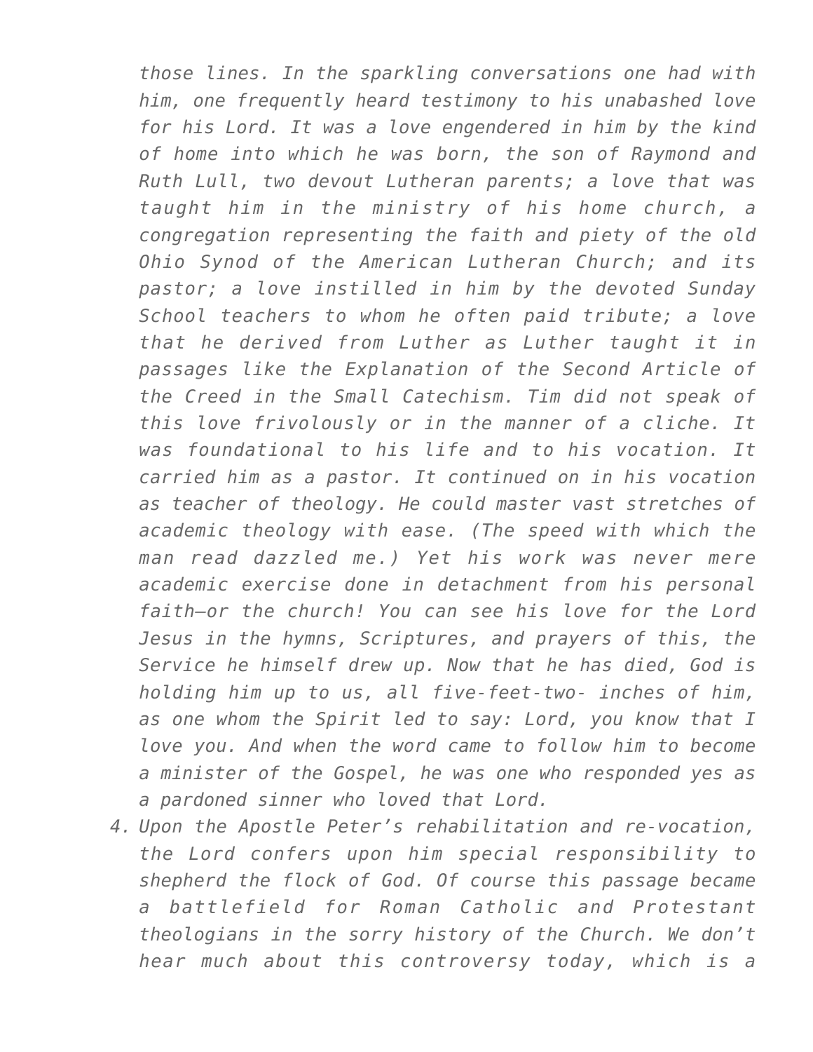*those lines. In the sparkling conversations one had with him, one frequently heard testimony to his unabashed love for his Lord. It was a love engendered in him by the kind of home into which he was born, the son of Raymond and Ruth Lull, two devout Lutheran parents; a love that was taught him in the ministry of his home church, a congregation representing the faith and piety of the old Ohio Synod of the American Lutheran Church; and its pastor; a love instilled in him by the devoted Sunday School teachers to whom he often paid tribute; a love that he derived from Luther as Luther taught it in passages like the Explanation of the Second Article of the Creed in the Small Catechism. Tim did not speak of this love frivolously or in the manner of a cliche. It was foundational to his life and to his vocation. It carried him as a pastor. It continued on in his vocation as teacher of theology. He could master vast stretches of academic theology with ease. (The speed with which the man read dazzled me.) Yet his work was never mere academic exercise done in detachment from his personal faith—or the church! You can see his love for the Lord Jesus in the hymns, Scriptures, and prayers of this, the Service he himself drew up. Now that he has died, God is holding him up to us, all five-feet-two- inches of him, as one whom the Spirit led to say: Lord, you know that I love you. And when the word came to follow him to become a minister of the Gospel, he was one who responded yes as a pardoned sinner who loved that Lord.*

4. *Upon the Apostle Peter's rehabilitation and re-vocation, the Lord confers upon him special responsibility to shepherd the flock of God. Of course this passage became a battlefield for Roman Catholic and Protestant theologians in the sorry history of the Church. We don't hear much about this controversy today, which is a*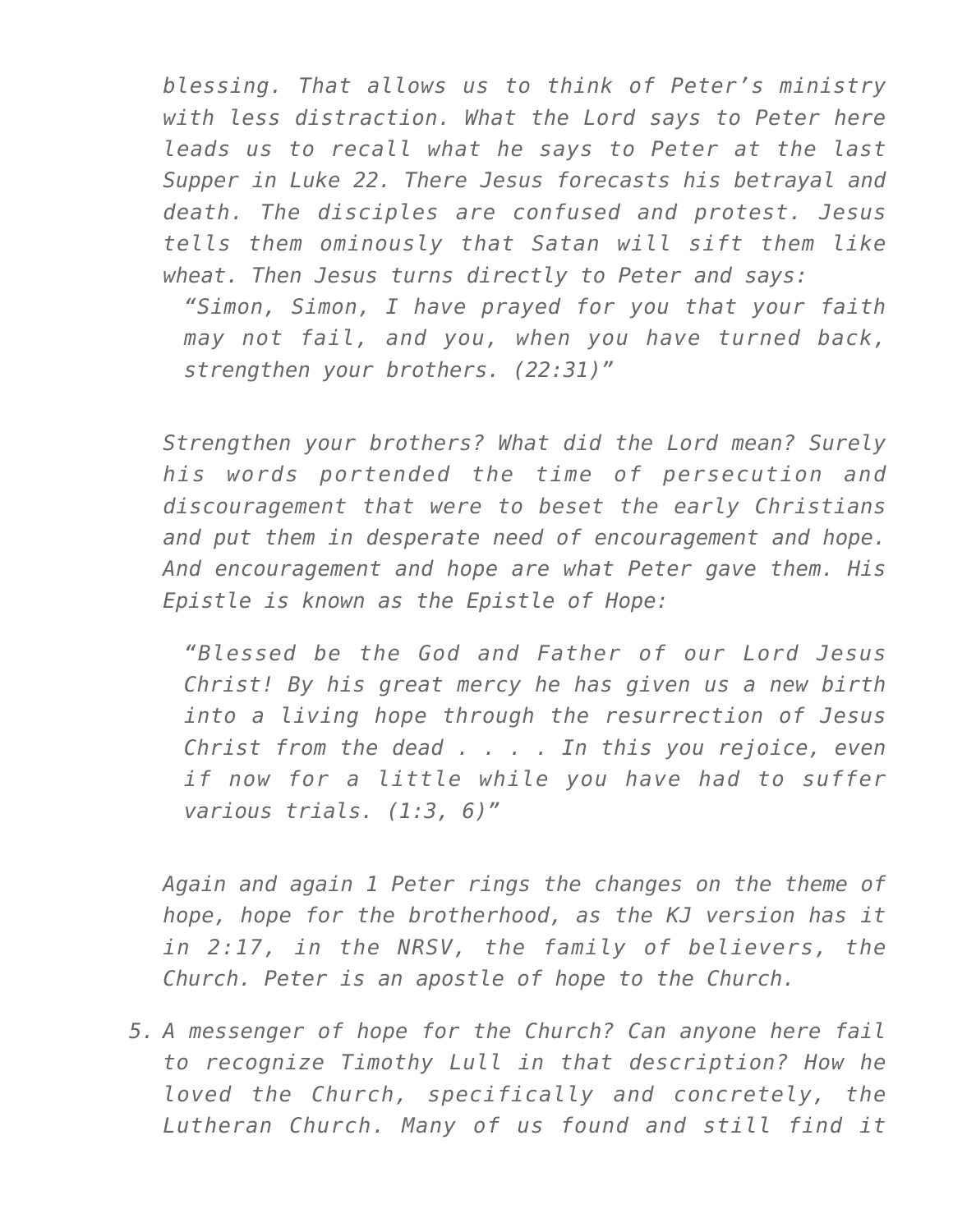*blessing. That allows us to think of Peter's ministry with less distraction. What the Lord says to Peter here leads us to recall what he says to Peter at the last Supper in Luke 22. There Jesus forecasts his betrayal and death. The disciples are confused and protest. Jesus tells them ominously that Satan will sift them like wheat. Then Jesus turns directly to Peter and says:*

> *"Simon, Simon, I have prayed for you that your faith may not fail, and you, when you have turned back, strengthen your brothers. (22:31)"*

*Strengthen your brothers? What did the Lord mean? Surely his words portended the time of persecution and discouragement that were to beset the early Christians and put them in desperate need of encouragement and hope. And encouragement and hope are what Peter gave them. His Epistle is known as the Epistle of Hope:*

> *"Blessed be the God and Father of our Lord Jesus Christ! By his great mercy he has given us a new birth into a living hope through the resurrection of Jesus Christ from the dead . . . . In this you rejoice, even if now for a little while you have had to suffer various trials. (1:3, 6)"*

*Again and again 1 Peter rings the changes on the theme of hope, hope for the brotherhood, as the KJ version has it in 2:17, in the NRSV, the family of believers, the Church. Peter is an apostle of hope to the Church.*

5. *A messenger of hope for the Church? Can anyone here fail to recognize Timothy Lull in that description? How he loved the Church, specifically and concretely, the Lutheran Church. Many of us found and still find it*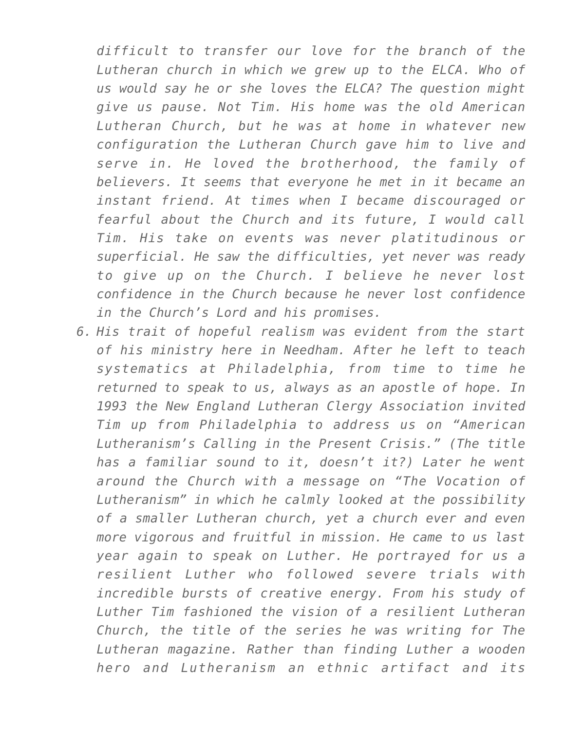*difficult to transfer our love for the branch of the Lutheran church in which we grew up to the ELCA. Who of us would say he or she loves the ELCA? The question might give us pause. Not Tim. His home was the old American Lutheran Church, but he was at home in whatever new configuration the Lutheran Church gave him to live and serve in. He loved the brotherhood, the family of believers. It seems that everyone he met in it became an instant friend. At times when I became discouraged or fearful about the Church and its future, I would call Tim. His take on events was never platitudinous or superficial. He saw the difficulties, yet never was ready to give up on the Church. I believe he never lost confidence in the Church because he never lost confidence in the Church's Lord and his promises.*

6. *His trait of hopeful realism was evident from the start of his ministry here in Needham. After he left to teach systematics at Philadelphia, from time to time he returned to speak to us, always as an apostle of hope. In 1993 the New England Lutheran Clergy Association invited Tim up from Philadelphia to address us on "American Lutheranism's Calling in the Present Crisis." (The title has a familiar sound to it, doesn't it?) Later he went around the Church with a message on "The Vocation of Lutheranism" in which he calmly looked at the possibility of a smaller Lutheran church, yet a church ever and even more vigorous and fruitful in mission. He came to us last year again to speak on Luther. He portrayed for us a resilient Luther who followed severe trials with incredible bursts of creative energy. From his study of Luther Tim fashioned the vision of a resilient Lutheran Church, the title of the series he was writing for The Lutheran magazine. Rather than finding Luther a wooden hero and Lutheranism an ethnic artifact and its*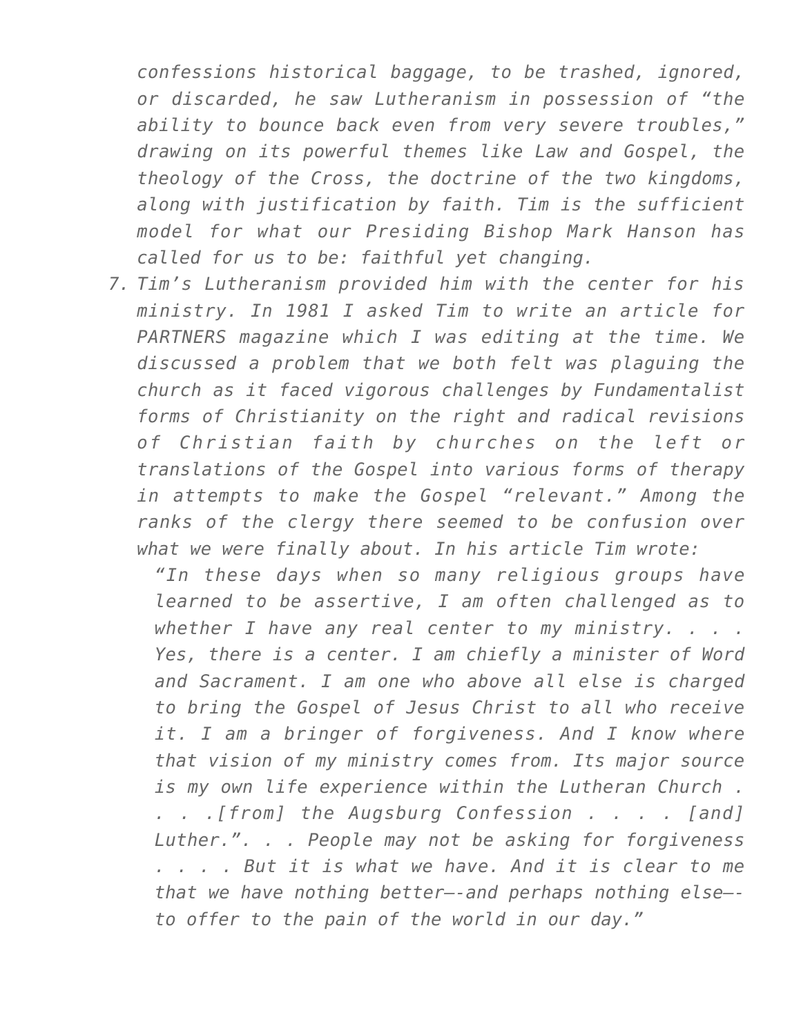*confessions historical baggage, to be trashed, ignored, or discarded, he saw Lutheranism in possession of "the ability to bounce back even from very severe troubles," drawing on its powerful themes like Law and Gospel, the theology of the Cross, the doctrine of the two kingdoms, along with justification by faith. Tim is the sufficient model for what our Presiding Bishop Mark Hanson has called for us to be: faithful yet changing.*

7. *Tim's Lutheranism provided him with the center for his ministry. In 1981 I asked Tim to write an article for PARTNERS magazine which I was editing at the time. We discussed a problem that we both felt was plaguing the church as it faced vigorous challenges by Fundamentalist forms of Christianity on the right and radical revisions of Christian faith by churches on the left or translations of the Gospel into various forms of therapy in attempts to make the Gospel "relevant." Among the ranks of the clergy there seemed to be confusion over what we were finally about. In his article Tim wrote:*

   *"In these days when so many religious groups have learned to be assertive, I am often challenged as to whether I have any real center to my ministry. . . . Yes, there is a center. I am chiefly a minister of Word and Sacrament. I am one who above all else is charged to bring the Gospel of Jesus Christ to all who receive it. I am a bringer of forgiveness. And I know where that vision of my ministry comes from. Its major source is my own life experience within the Lutheran Church . . . .[from] the Augsburg Confession . . . . [and] Luther.". . . People may not be asking for forgiveness . . . . But it is what we have. And it is clear to me that we have nothing better—-and perhaps nothing else—-to offer to the pain of the world in our day."*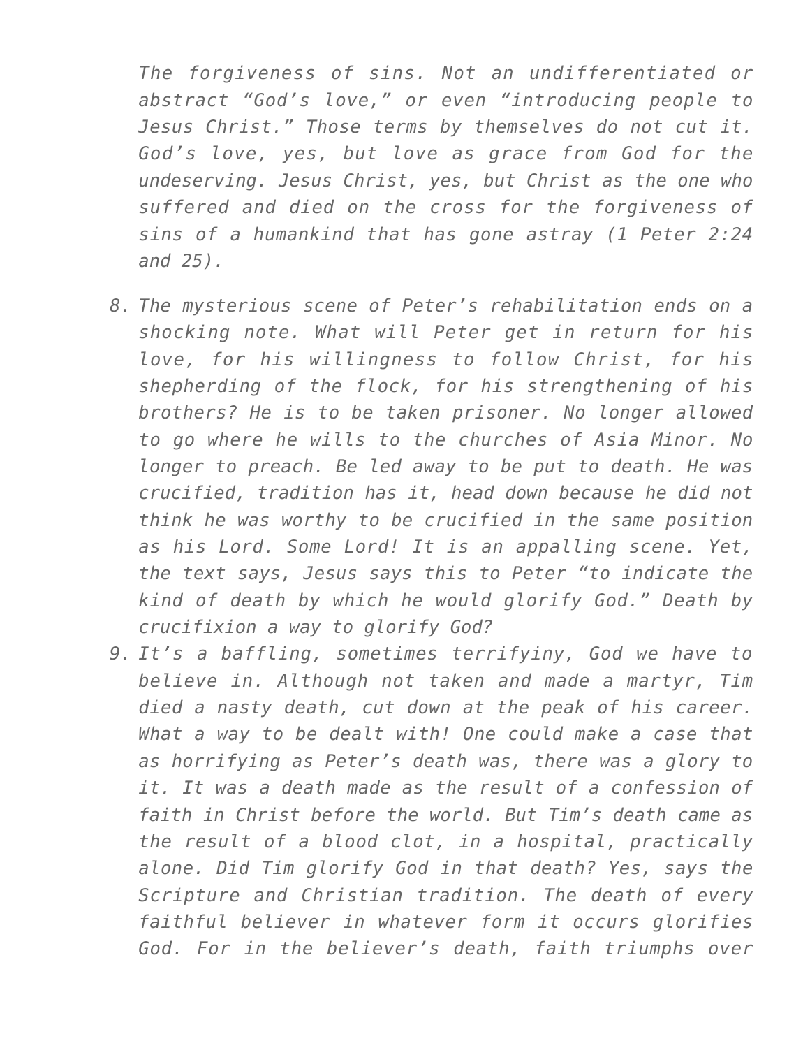*The forgiveness of sins. Not an undifferentiated or abstract "God's love," or even "introducing people to Jesus Christ." Those terms by themselves do not cut it. God's love, yes, but love as grace from God for the undeserving. Jesus Christ, yes, but Christ as the one who suffered and died on the cross for the forgiveness of sins of a humankind that has gone astray (1 Peter 2:24 and 25).*

8. *The mysterious scene of Peter's rehabilitation ends on a shocking note. What will Peter get in return for his love, for his willingness to follow Christ, for his shepherding of the flock, for his strengthening of his brothers? He is to be taken prisoner. No longer allowed to go where he wills to the churches of Asia Minor. No longer to preach. Be led away to be put to death. He was crucified, tradition has it, head down because he did not think he was worthy to be crucified in the same position as his Lord. Some Lord! It is an appalling scene. Yet, the text says, Jesus says this to Peter "to indicate the kind of death by which he would glorify God." Death by crucifixion a way to glorify God?*
9. *It's a baffling, sometimes terrifyiny, God we have to believe in. Although not taken and made a martyr, Tim died a nasty death, cut down at the peak of his career. What a way to be dealt with! One could make a case that as horrifying as Peter's death was, there was a glory to it. It was a death made as the result of a confession of faith in Christ before the world. But Tim's death came as the result of a blood clot, in a hospital, practically alone. Did Tim glorify God in that death? Yes, says the Scripture and Christian tradition. The death of every faithful believer in whatever form it occurs glorifies God. For in the believer's death, faith triumphs over*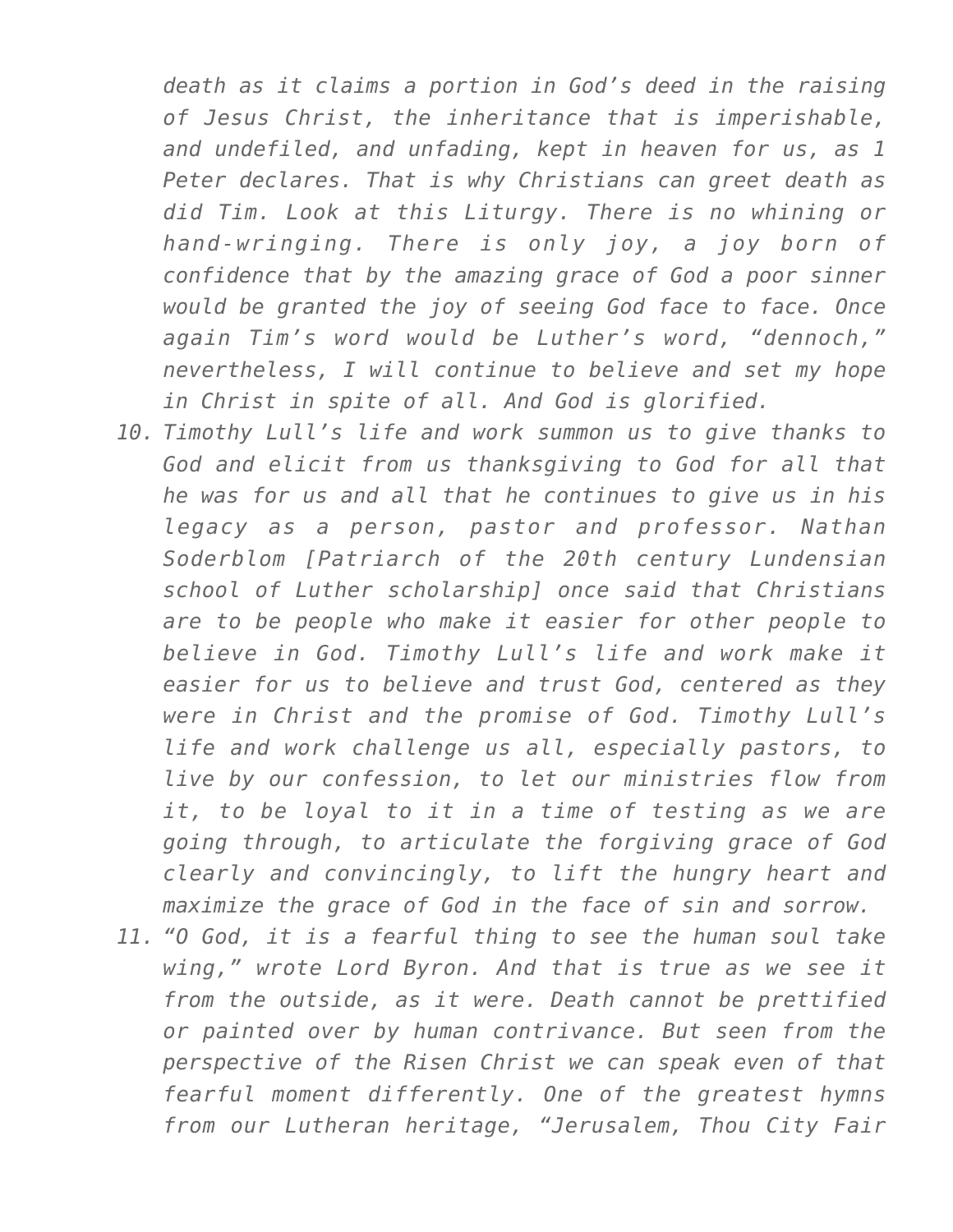*death as it claims a portion in God's deed in the raising of Jesus Christ, the inheritance that is imperishable, and undefiled, and unfading, kept in heaven for us, as 1 Peter declares. That is why Christians can greet death as did Tim. Look at this Liturgy. There is no whining or hand-wringing. There is only joy, a joy born of confidence that by the amazing grace of God a poor sinner would be granted the joy of seeing God face to face. Once again Tim's word would be Luther's word, "dennoch," nevertheless, I will continue to believe and set my hope in Christ in spite of all. And God is glorified.*

10. *Timothy Lull's life and work summon us to give thanks to God and elicit from us thanksgiving to God for all that he was for us and all that he continues to give us in his legacy as a person, pastor and professor. Nathan Soderblom [Patriarch of the 20th century Lundensian school of Luther scholarship] once said that Christians are to be people who make it easier for other people to believe in God. Timothy Lull's life and work make it easier for us to believe and trust God, centered as they were in Christ and the promise of God. Timothy Lull's life and work challenge us all, especially pastors, to live by our confession, to let our ministries flow from it, to be loyal to it in a time of testing as we are going through, to articulate the forgiving grace of God clearly and convincingly, to lift the hungry heart and maximize the grace of God in the face of sin and sorrow.*
11. *"O God, it is a fearful thing to see the human soul take wing," wrote Lord Byron. And that is true as we see it from the outside, as it were. Death cannot be prettified or painted over by human contrivance. But seen from the perspective of the Risen Christ we can speak even of that fearful moment differently. One of the greatest hymns from our Lutheran heritage, "Jerusalem, Thou City Fair*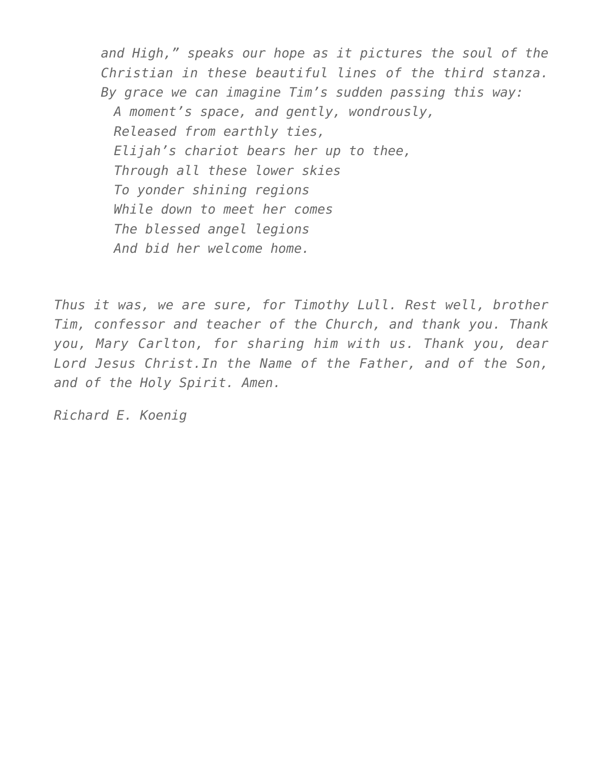*and High," speaks our hope as it pictures the soul of the Christian in these beautiful lines of the third stanza. By grace we can imagine Tim's sudden passing this way:*

> *A moment's space, and gently, wondrously,*
> *Released from earthly ties,*
> *Elijah's chariot bears her up to thee,*
> *Through all these lower skies*
> *To yonder shining regions*
> *While down to meet her comes*
> *The blessed angel legions*
> *And bid her welcome home.*

*Thus it was, we are sure, for Timothy Lull. Rest well, brother Tim, confessor and teacher of the Church, and thank you. Thank you, Mary Carlton, for sharing him with us. Thank you, dear Lord Jesus Christ.In the Name of the Father, and of the Son, and of the Holy Spirit. Amen.*

*Richard E. Koenig*